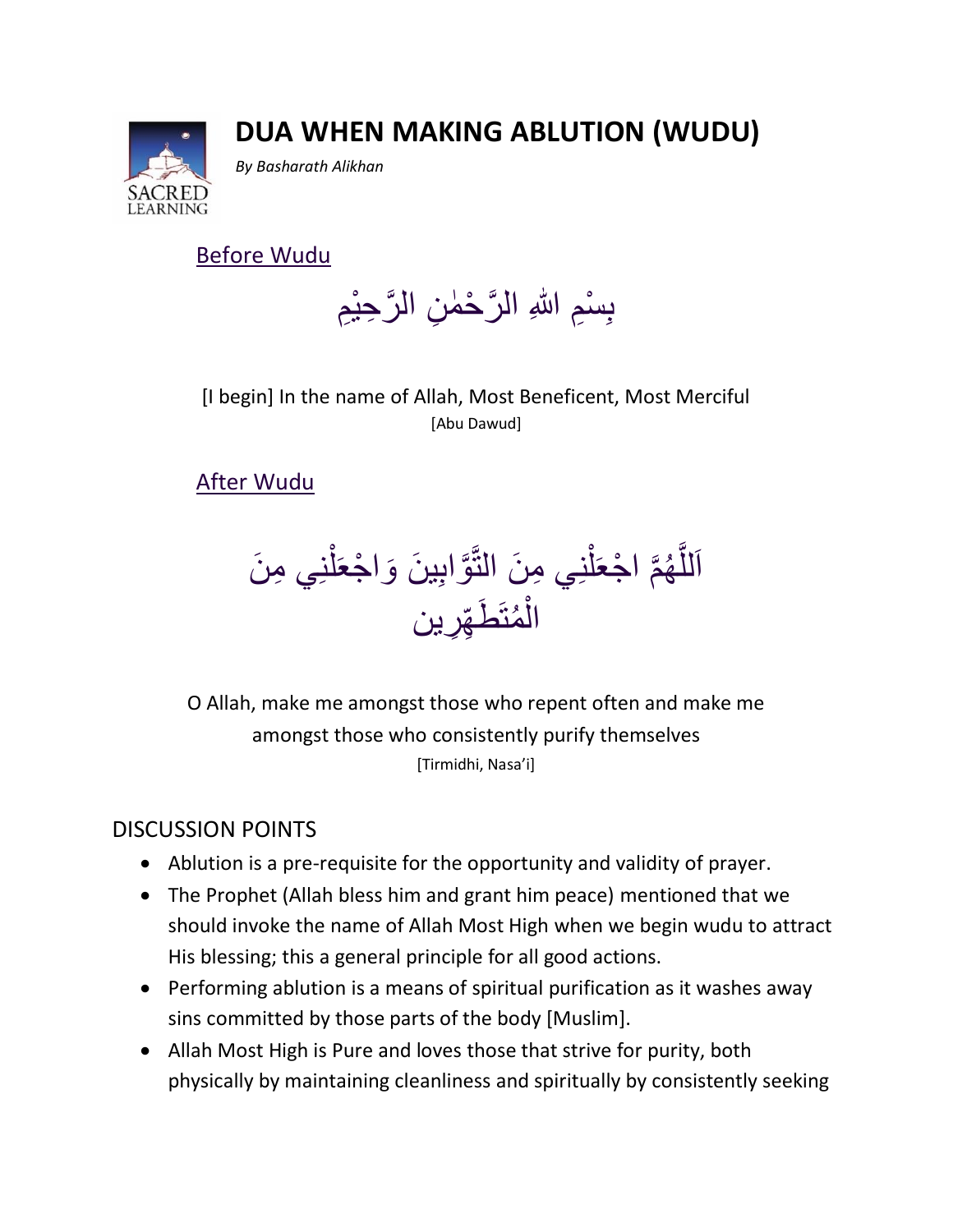# DUA WHEN MAKING ABLUTION (WUDU)

*By Basharath Alikhan*

## Before Wudu

بِسْمِ اللهِ الرَّحْمٰنِ الرَّحِيْمِ

[I begin] In the name of Allah, Most Beneficent, Most Merciful
[Abu Dawud]

## After Wudu

اَللَّهُمَّ اجْعَلْنِي مِنَ التَّوَّابِينَ وَاجْعَلْنِي مِنَ الْمُتَطَهِّرِين

O Allah, make me amongst those who repent often and make me amongst those who consistently purify themselves
[Tirmidhi, Nasa'i]

## DISCUSSION POINTS

- Ablution is a pre-requisite for the opportunity and validity of prayer.
- The Prophet (Allah bless him and grant him peace) mentioned that we should invoke the name of Allah Most High when we begin wudu to attract His blessing; this a general principle for all good actions.
- Performing ablution is a means of spiritual purification as it washes away sins committed by those parts of the body [Muslim].
- Allah Most High is Pure and loves those that strive for purity, both physically by maintaining cleanliness and spiritually by consistently seeking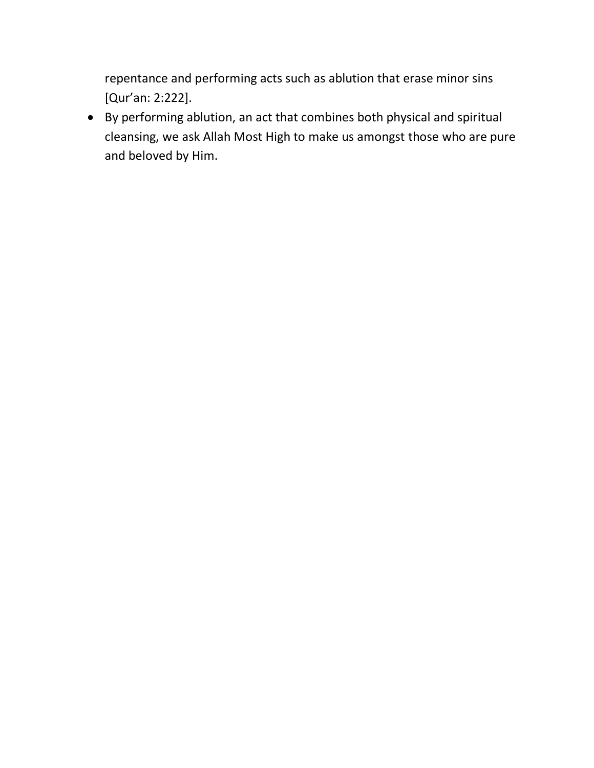repentance and performing acts such as ablution that erase minor sins [Qur'an: 2:222].

- By performing ablution, an act that combines both physical and spiritual cleansing, we ask Allah Most High to make us amongst those who are pure and beloved by Him.